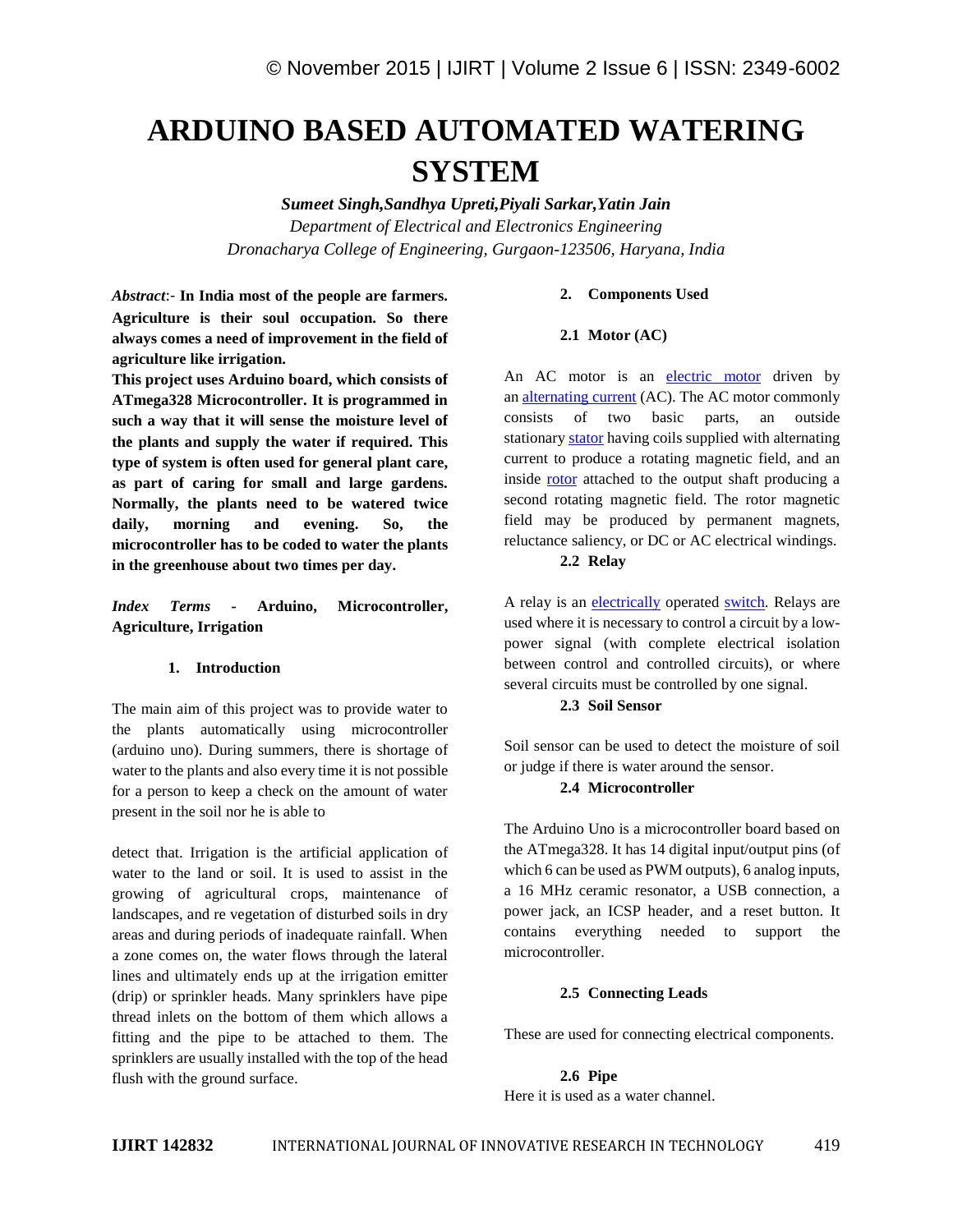# ARDUINO BASED AUTOMATED WATERING SYSTEM

*Sumeet Singh, Sandhya Upreti, Piyali Sarkar, Yatin Jain*

*Department of Electrical and Electronics Engineering*

*Dronacharya College of Engineering, Gurgaon-123506, Haryana, India*

*Abstract*:- **In India most of the people are farmers. Agriculture is their soul occupation. So there always comes a need of improvement in the field of agriculture like irrigation.**

**This project uses Arduino board, which consists of ATmega328 Microcontroller. It is programmed in such a way that it will sense the moisture level of the plants and supply the water if required. This type of system is often used for general plant care, as part of caring for small and large gardens. Normally, the plants need to be watered twice daily, morning and evening. So, the microcontroller has to be coded to water the plants in the greenhouse about two times per day.**

*Index Terms* - **Arduino, Microcontroller, Agriculture, Irrigation**

## 1. Introduction

The main aim of this project was to provide water to the plants automatically using microcontroller (arduino uno). During summers, there is shortage of water to the plants and also every time it is not possible for a person to keep a check on the amount of water present in the soil nor he is able to detect that. Irrigation is the artificial application of water to the land or soil. It is used to assist in the growing of agricultural crops, maintenance of landscapes, and re vegetation of disturbed soils in dry areas and during periods of inadequate rainfall. When a zone comes on, the water flows through the lateral lines and ultimately ends up at the irrigation emitter (drip) or sprinkler heads. Many sprinklers have pipe thread inlets on the bottom of them which allows a fitting and the pipe to be attached to them. The sprinklers are usually installed with the top of the head flush with the ground surface.

## 2. Components Used

### 2.1 Motor (AC)

An AC motor is an electric motor driven by an alternating current (AC). The AC motor commonly consists of two basic parts, an outside stationary stator having coils supplied with alternating current to produce a rotating magnetic field, and an inside rotor attached to the output shaft producing a second rotating magnetic field. The rotor magnetic field may be produced by permanent magnets, reluctance saliency, or DC or AC electrical windings.

### 2.2 Relay

A relay is an electrically operated switch. Relays are used where it is necessary to control a circuit by a low-power signal (with complete electrical isolation between control and controlled circuits), or where several circuits must be controlled by one signal.

### 2.3 Soil Sensor

Soil sensor can be used to detect the moisture of soil or judge if there is water around the sensor.

### 2.4 Microcontroller

The Arduino Uno is a microcontroller board based on the ATmega328. It has 14 digital input/output pins (of which 6 can be used as PWM outputs), 6 analog inputs, a 16 MHz ceramic resonator, a USB connection, a power jack, an ICSP header, and a reset button. It contains everything needed to support the microcontroller.

### 2.5 Connecting Leads

These are used for connecting electrical components.

### 2.6 Pipe

Here it is used as a water channel.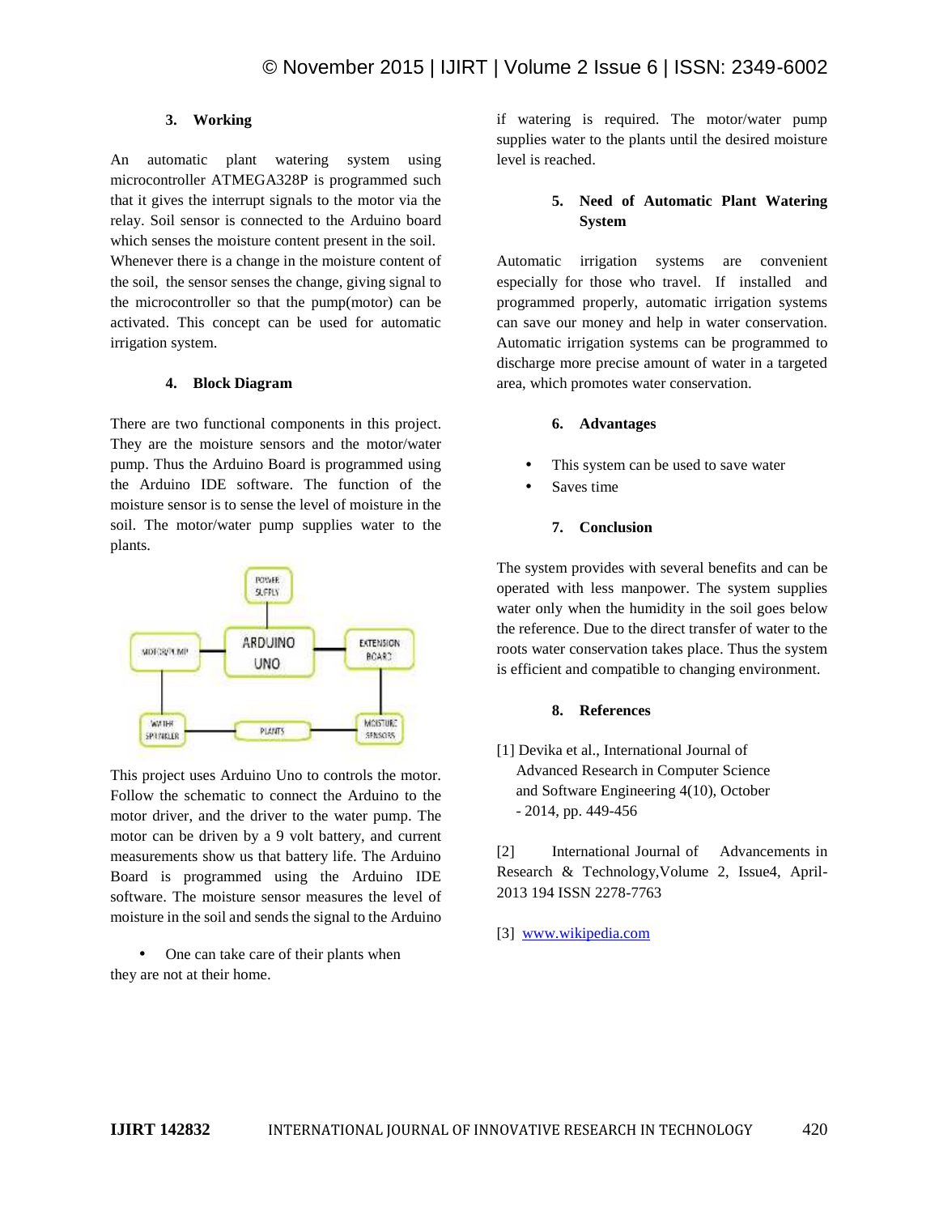## 3. Working

An automatic plant watering system using microcontroller ATMEGA328P is programmed such that it gives the interrupt signals to the motor via the relay. Soil sensor is connected to the Arduino board which senses the moisture content present in the soil. Whenever there is a change in the moisture content of the soil, the sensor senses the change, giving signal to the microcontroller so that the pump(motor) can be activated. This concept can be used for automatic irrigation system.

## 4. Block Diagram

There are two functional components in this project. They are the moisture sensors and the motor/water pump. Thus the Arduino Board is programmed using the Arduino IDE software. The function of the moisture sensor is to sense the level of moisture in the soil. The motor/water pump supplies water to the plants.

POWER SUPPLY

MOTOR/PUMP

ARDUINO UNO

EXTENSION BOARD

WATER SPRINKLER

PLANTS

MOISTURE SENSORS

This project uses Arduino Uno to controls the motor. Follow the schematic to connect the Arduino to the motor driver, and the driver to the water pump. The motor can be driven by a 9 volt battery, and current measurements show us that battery life. The Arduino Board is programmed using the Arduino IDE software. The moisture sensor measures the level of moisture in the soil and sends the signal to the Arduino if watering is required. The motor/water pump supplies water to the plants until the desired moisture level is reached.

- One can take care of their plants when they are not at their home.

## 5. Need of Automatic Plant Watering System

Automatic irrigation systems are convenient especially for those who travel. If installed and programmed properly, automatic irrigation systems can save our money and help in water conservation. Automatic irrigation systems can be programmed to discharge more precise amount of water in a targeted area, which promotes water conservation.

## 6. Advantages

- This system can be used to save water
- Saves time

## 7. Conclusion

The system provides with several benefits and can be operated with less manpower. The system supplies water only when the humidity in the soil goes below the reference. Due to the direct transfer of water to the roots water conservation takes place. Thus the system is efficient and compatible to changing environment.

## 8. References

[1] Devika et al., International Journal of Advanced Research in Computer Science and Software Engineering 4(10), October - 2014, pp. 449-456

[2] International Journal of Advancements in Research & Technology,Volume 2, Issue4, April-2013 194 ISSN 2278-7763

[3] www.wikipedia.com